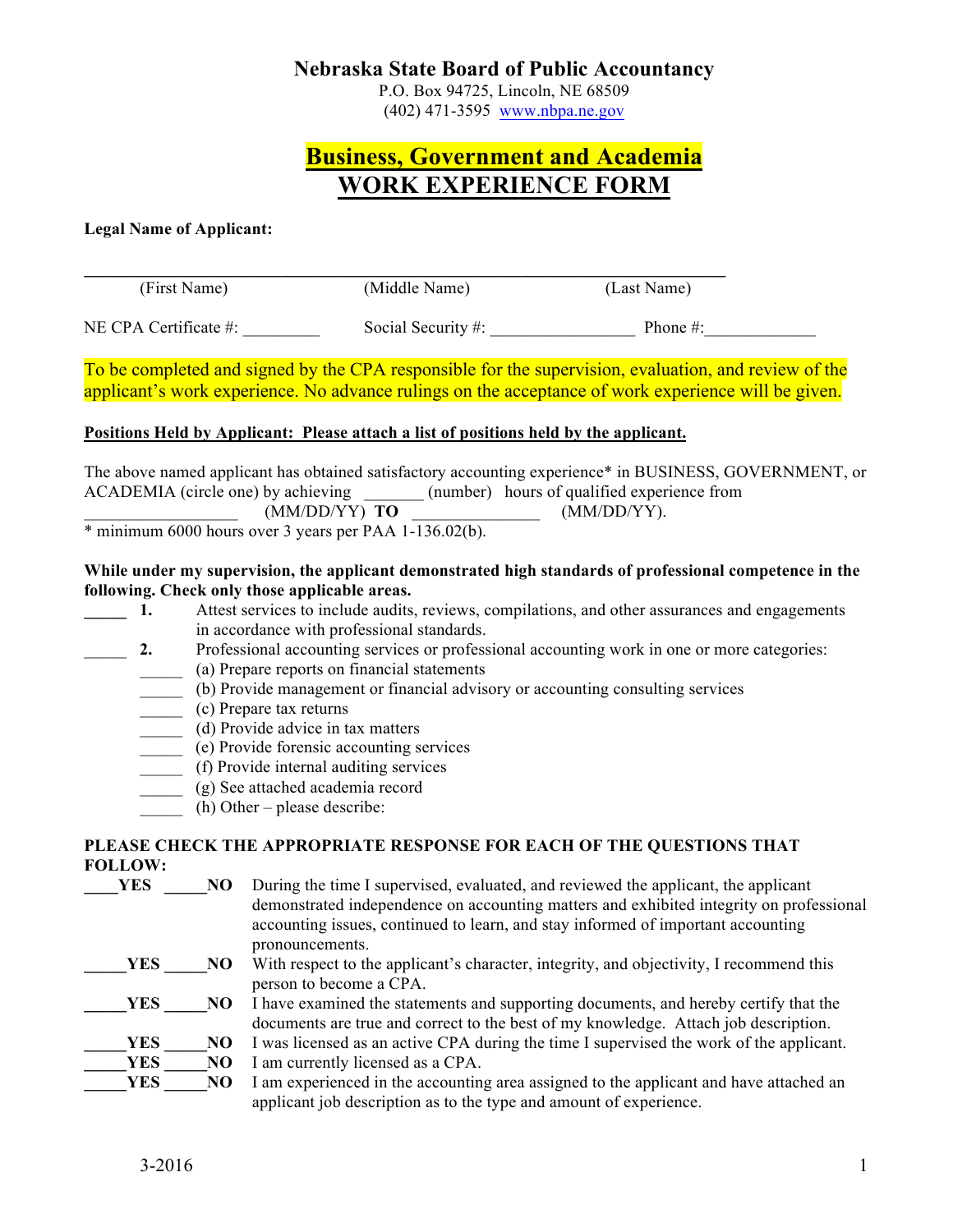# Nebraska State Board of Public Accountancy

P.O. Box 94725, Lincoln, NE 68509
(402) 471-3595 www.nbpa.ne.gov

## Business, Government and Academia
## WORK EXPERIENCE FORM

**Legal Name of Applicant:**

_______________________________________________________________________________

(First Name) (Middle Name) (Last Name)

NE CPA Certificate #: _________ Social Security #: ________________ Phone #:_____________

To be completed and signed by the CPA responsible for the supervision, evaluation, and review of the applicant's work experience. No advance rulings on the acceptance of work experience will be given.

**Positions Held by Applicant: Please attach a list of positions held by the applicant.**

The above named applicant has obtained satisfactory accounting experience* in BUSINESS, GOVERNMENT, or ACADEMIA (circle one) by achieving _______ (number) hours of qualified experience from _________________ (MM/DD/YY) **TO** _______________ (MM/DD/YY).

* minimum 6000 hours over 3 years per PAA 1-136.02(b).

**While under my supervision, the applicant demonstrated high standards of professional competence in the following. Check only those applicable areas.**

_____ **1.** Attest services to include audits, reviews, compilations, and other assurances and engagements in accordance with professional standards.

_____ **2.** Professional accounting services or professional accounting work in one or more categories:

- _____ (a) Prepare reports on financial statements
- _____ (b) Provide management or financial advisory or accounting consulting services
- _____ (c) Prepare tax returns
- _____ (d) Provide advice in tax matters
- _____ (e) Provide forensic accounting services
- _____ (f) Provide internal auditing services
- _____ (g) See attached academia record
- _____ (h) Other – please describe:

**PLEASE CHECK THE APPROPRIATE RESPONSE FOR EACH OF THE QUESTIONS THAT FOLLOW:**

____**YES** _____**NO** During the time I supervised, evaluated, and reviewed the applicant, the applicant demonstrated independence on accounting matters and exhibited integrity on professional accounting issues, continued to learn, and stay informed of important accounting pronouncements.

_____**YES** _____**NO** With respect to the applicant's character, integrity, and objectivity, I recommend this person to become a CPA.

_____**YES** _____**NO** I have examined the statements and supporting documents, and hereby certify that the documents are true and correct to the best of my knowledge. Attach job description.

_____**YES** _____**NO** I was licensed as an active CPA during the time I supervised the work of the applicant.

_____**YES** _____**NO** I am currently licensed as a CPA.

_____**YES** _____**NO** I am experienced in the accounting area assigned to the applicant and have attached an applicant job description as to the type and amount of experience.

3-2016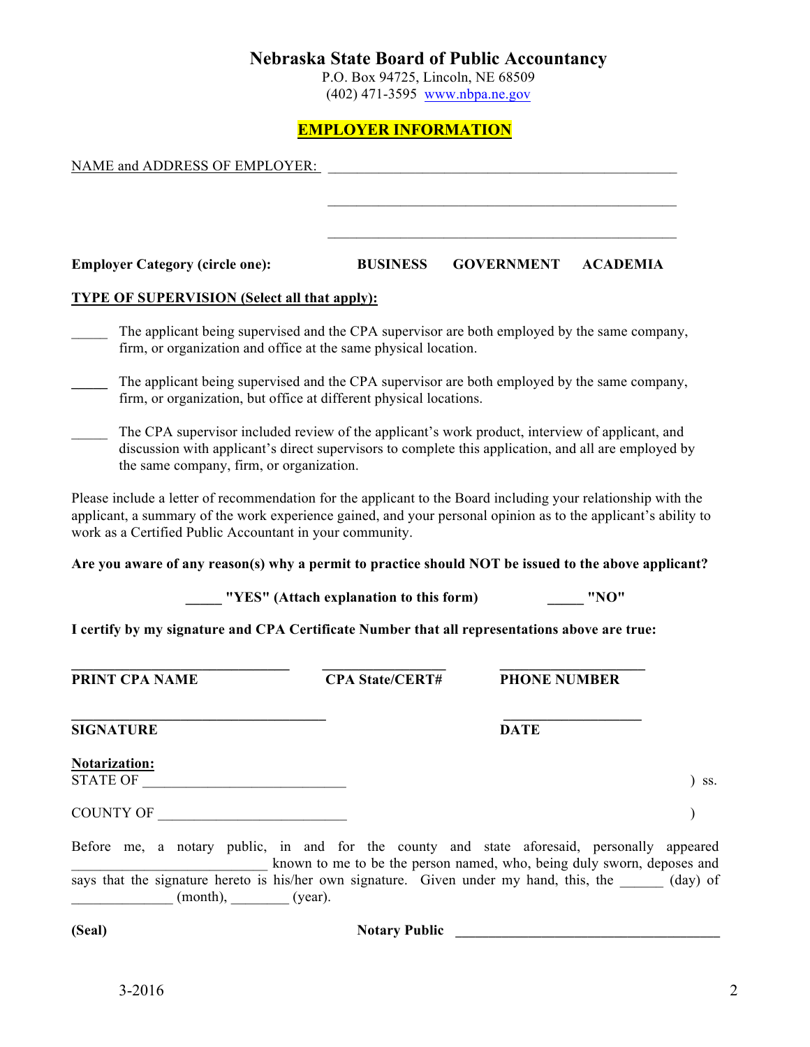# Nebraska State Board of Public Accountancy

P.O. Box 94725, Lincoln, NE 68509
(402) 471-3595 www.nbpa.ne.gov

## EMPLOYER INFORMATION

NAME and ADDRESS OF EMPLOYER: ______________________________________________

______________________________________________

______________________________________________

**Employer Category (circle one):** **BUSINESS** **GOVERNMENT** **ACADEMIA**

**TYPE OF SUPERVISION (Select all that apply):**

_____ The applicant being supervised and the CPA supervisor are both employed by the same company, firm, or organization and office at the same physical location.

_____ The applicant being supervised and the CPA supervisor are both employed by the same company, firm, or organization, but office at different physical locations.

_____ The CPA supervisor included review of the applicant's work product, interview of applicant, and discussion with applicant's direct supervisors to complete this application, and all are employed by the same company, firm, or organization.

Please include a letter of recommendation for the applicant to the Board including your relationship with the applicant, a summary of the work experience gained, and your personal opinion as to the applicant's ability to work as a Certified Public Accountant in your community.

**Are you aware of any reason(s) why a permit to practice should NOT be issued to the above applicant?**

**_____ "YES" (Attach explanation to this form)** **_____ "NO"**

**I certify by my signature and CPA Certificate Number that all representations above are true:**

____________________________ ________________ __________________
**PRINT CPA NAME** **CPA State/CERT#** **PHONE NUMBER**

________________________________ __________________
**SIGNATURE** **DATE**

**Notarization:**
STATE OF ___________________________ ) ss.

COUNTY OF _________________________ )

Before me, a notary public, in and for the county and state aforesaid, personally appeared __________________________ known to me to be the person named, who, being duly sworn, deposes and says that the signature hereto is his/her own signature. Given under my hand, this, the ______ (day) of ______________ (month), ________ (year).

**(Seal)** **Notary Public** ____________________________________

3-2016